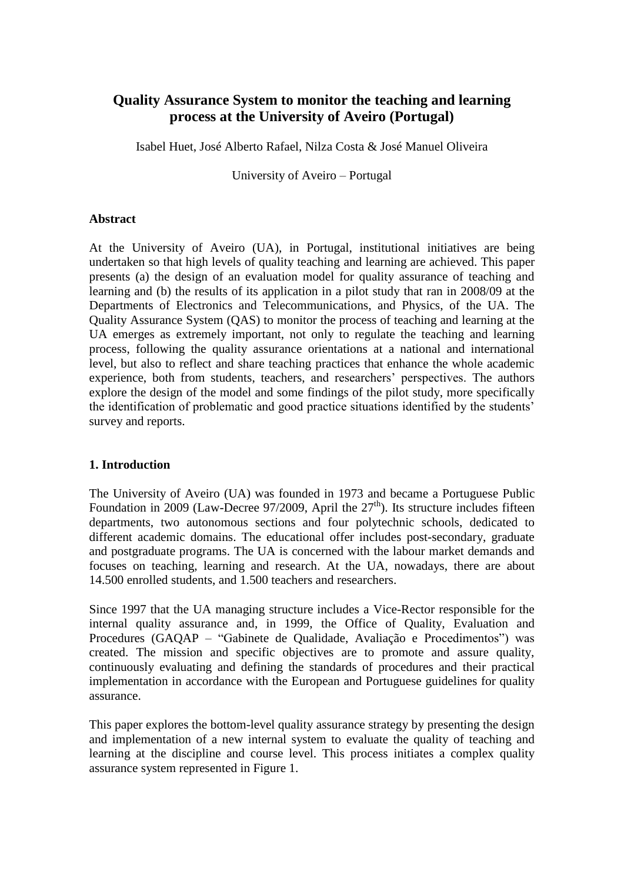# Quality Assurance System to monitor the teaching and learning process at the University of Aveiro (Portugal)

Isabel Huet, José Alberto Rafael, Nilza Costa & José Manuel Oliveira

University of Aveiro – Portugal

## Abstract

At the University of Aveiro (UA), in Portugal, institutional initiatives are being undertaken so that high levels of quality teaching and learning are achieved. This paper presents (a) the design of an evaluation model for quality assurance of teaching and learning and (b) the results of its application in a pilot study that ran in 2008/09 at the Departments of Electronics and Telecommunications, and Physics, of the UA. The Quality Assurance System (QAS) to monitor the process of teaching and learning at the UA emerges as extremely important, not only to regulate the teaching and learning process, following the quality assurance orientations at a national and international level, but also to reflect and share teaching practices that enhance the whole academic experience, both from students, teachers, and researchers' perspectives. The authors explore the design of the model and some findings of the pilot study, more specifically the identification of problematic and good practice situations identified by the students' survey and reports.

## 1. Introduction

The University of Aveiro (UA) was founded in 1973 and became a Portuguese Public Foundation in 2009 (Law-Decree 97/2009, April the 27$^{th}$). Its structure includes fifteen departments, two autonomous sections and four polytechnic schools, dedicated to different academic domains. The educational offer includes post-secondary, graduate and postgraduate programs. The UA is concerned with the labour market demands and focuses on teaching, learning and research. At the UA, nowadays, there are about 14.500 enrolled students, and 1.500 teachers and researchers.

Since 1997 that the UA managing structure includes a Vice-Rector responsible for the internal quality assurance and, in 1999, the Office of Quality, Evaluation and Procedures (GAQAP – "Gabinete de Qualidade, Avaliação e Procedimentos") was created. The mission and specific objectives are to promote and assure quality, continuously evaluating and defining the standards of procedures and their practical implementation in accordance with the European and Portuguese guidelines for quality assurance.

This paper explores the bottom-level quality assurance strategy by presenting the design and implementation of a new internal system to evaluate the quality of teaching and learning at the discipline and course level. This process initiates a complex quality assurance system represented in Figure 1.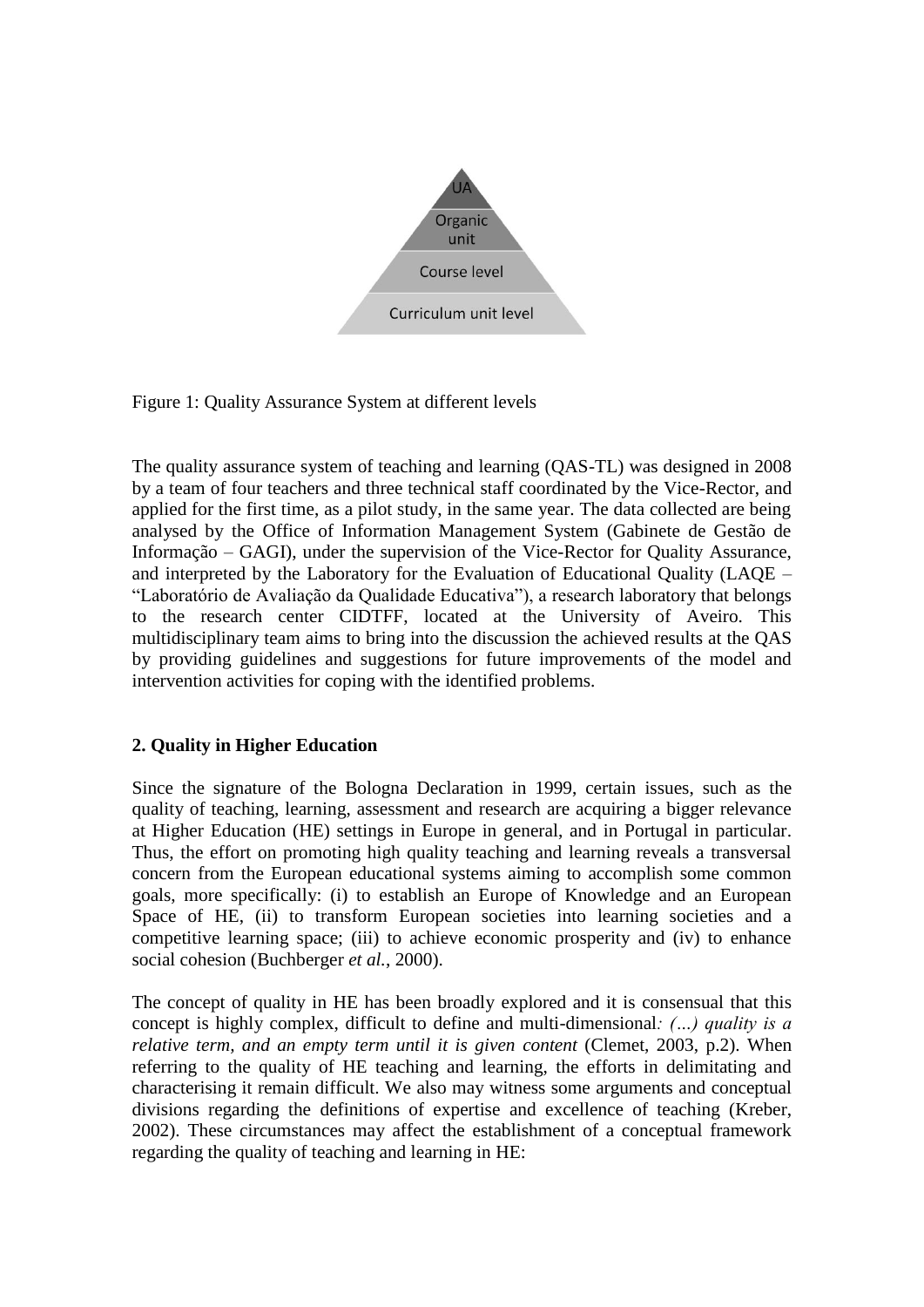UA

Organic unit

Course level

Curriculum unit level

Figure 1: Quality Assurance System at different levels

The quality assurance system of teaching and learning (QAS-TL) was designed in 2008 by a team of four teachers and three technical staff coordinated by the Vice-Rector, and applied for the first time, as a pilot study, in the same year. The data collected are being analysed by the Office of Information Management System (Gabinete de Gestão de Informação – GAGI), under the supervision of the Vice-Rector for Quality Assurance, and interpreted by the Laboratory for the Evaluation of Educational Quality (LAQE – "Laboratório de Avaliação da Qualidade Educativa"), a research laboratory that belongs to the research center CIDTFF, located at the University of Aveiro. This multidisciplinary team aims to bring into the discussion the achieved results at the QAS by providing guidelines and suggestions for future improvements of the model and intervention activities for coping with the identified problems.

## 2. Quality in Higher Education

Since the signature of the Bologna Declaration in 1999, certain issues, such as the quality of teaching, learning, assessment and research are acquiring a bigger relevance at Higher Education (HE) settings in Europe in general, and in Portugal in particular. Thus, the effort on promoting high quality teaching and learning reveals a transversal concern from the European educational systems aiming to accomplish some common goals, more specifically: (i) to establish an Europe of Knowledge and an European Space of HE, (ii) to transform European societies into learning societies and a competitive learning space; (iii) to achieve economic prosperity and (iv) to enhance social cohesion (Buchberger *et al.*, 2000).

The concept of quality in HE has been broadly explored and it is consensual that this concept is highly complex, difficult to define and multi-dimensional*: (…) quality is a relative term, and an empty term until it is given content* (Clemet, 2003, p.2). When referring to the quality of HE teaching and learning, the efforts in delimitating and characterising it remain difficult. We also may witness some arguments and conceptual divisions regarding the definitions of expertise and excellence of teaching (Kreber, 2002). These circumstances may affect the establishment of a conceptual framework regarding the quality of teaching and learning in HE: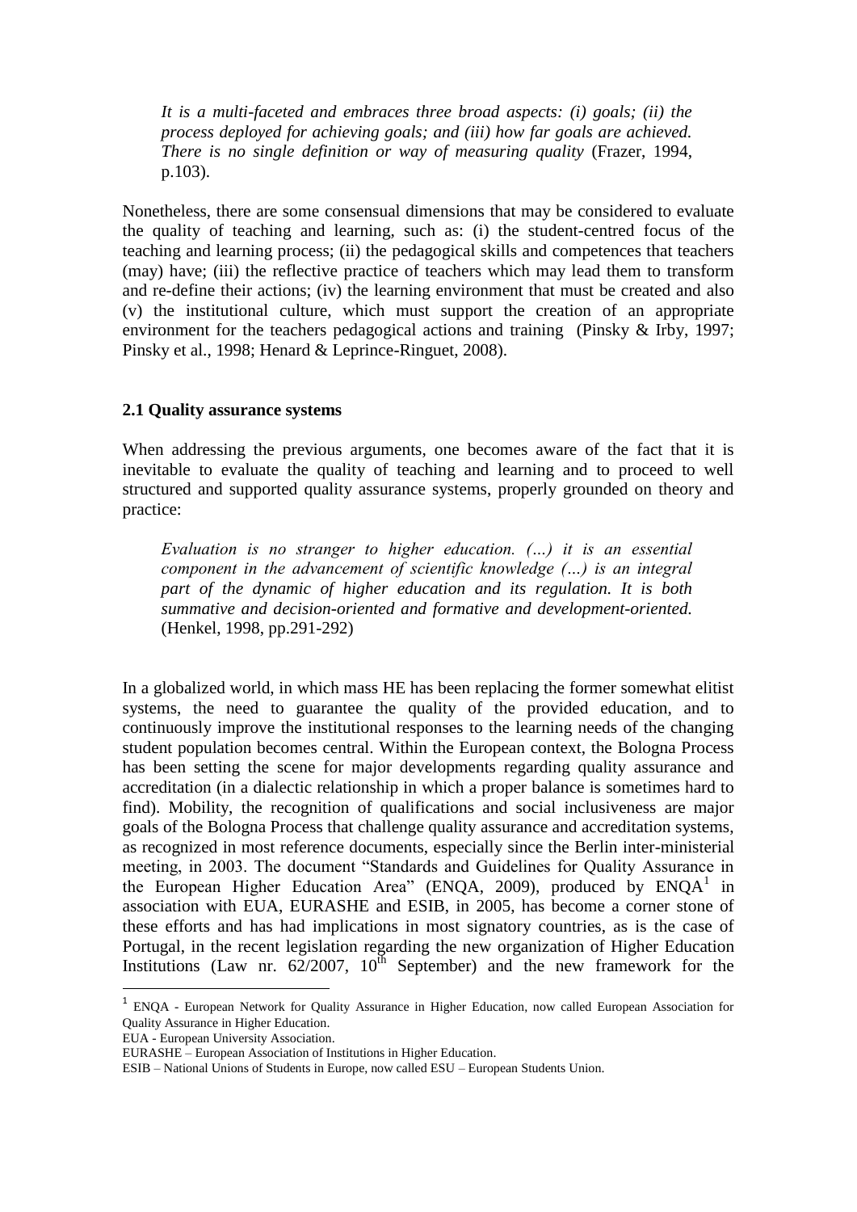*It is a multi-faceted and embraces three broad aspects: (i) goals; (ii) the process deployed for achieving goals; and (iii) how far goals are achieved. There is no single definition or way of measuring quality* (Frazer, 1994, p.103).

Nonetheless, there are some consensual dimensions that may be considered to evaluate the quality of teaching and learning, such as: (i) the student-centred focus of the teaching and learning process; (ii) the pedagogical skills and competences that teachers (may) have; (iii) the reflective practice of teachers which may lead them to transform and re-define their actions; (iv) the learning environment that must be created and also (v) the institutional culture, which must support the creation of an appropriate environment for the teachers pedagogical actions and training (Pinsky & Irby, 1997; Pinsky et al., 1998; Henard & Leprince-Ringuet, 2008).

### 2.1 Quality assurance systems

When addressing the previous arguments, one becomes aware of the fact that it is inevitable to evaluate the quality of teaching and learning and to proceed to well structured and supported quality assurance systems, properly grounded on theory and practice:

*Evaluation is no stranger to higher education. (…) it is an essential component in the advancement of scientific knowledge (…) is an integral part of the dynamic of higher education and its regulation. It is both summative and decision-oriented and formative and development-oriented.* (Henkel, 1998, pp.291-292)

In a globalized world, in which mass HE has been replacing the former somewhat elitist systems, the need to guarantee the quality of the provided education, and to continuously improve the institutional responses to the learning needs of the changing student population becomes central. Within the European context, the Bologna Process has been setting the scene for major developments regarding quality assurance and accreditation (in a dialectic relationship in which a proper balance is sometimes hard to find). Mobility, the recognition of qualifications and social inclusiveness are major goals of the Bologna Process that challenge quality assurance and accreditation systems, as recognized in most reference documents, especially since the Berlin inter-ministerial meeting, in 2003. The document "Standards and Guidelines for Quality Assurance in the European Higher Education Area" (ENQA, 2009), produced by ENQA[1] in association with EUA, EURASHE and ESIB, in 2005, has become a corner stone of these efforts and has had implications in most signatory countries, as is the case of Portugal, in the recent legislation regarding the new organization of Higher Education Institutions (Law nr. 62/2007, 10th September) and the new framework for the

---

[1] ENQA - European Network for Quality Assurance in Higher Education, now called European Association for Quality Assurance in Higher Education.
EUA - European University Association.
EURASHE – European Association of Institutions in Higher Education.
ESIB – National Unions of Students in Europe, now called ESU – European Students Union.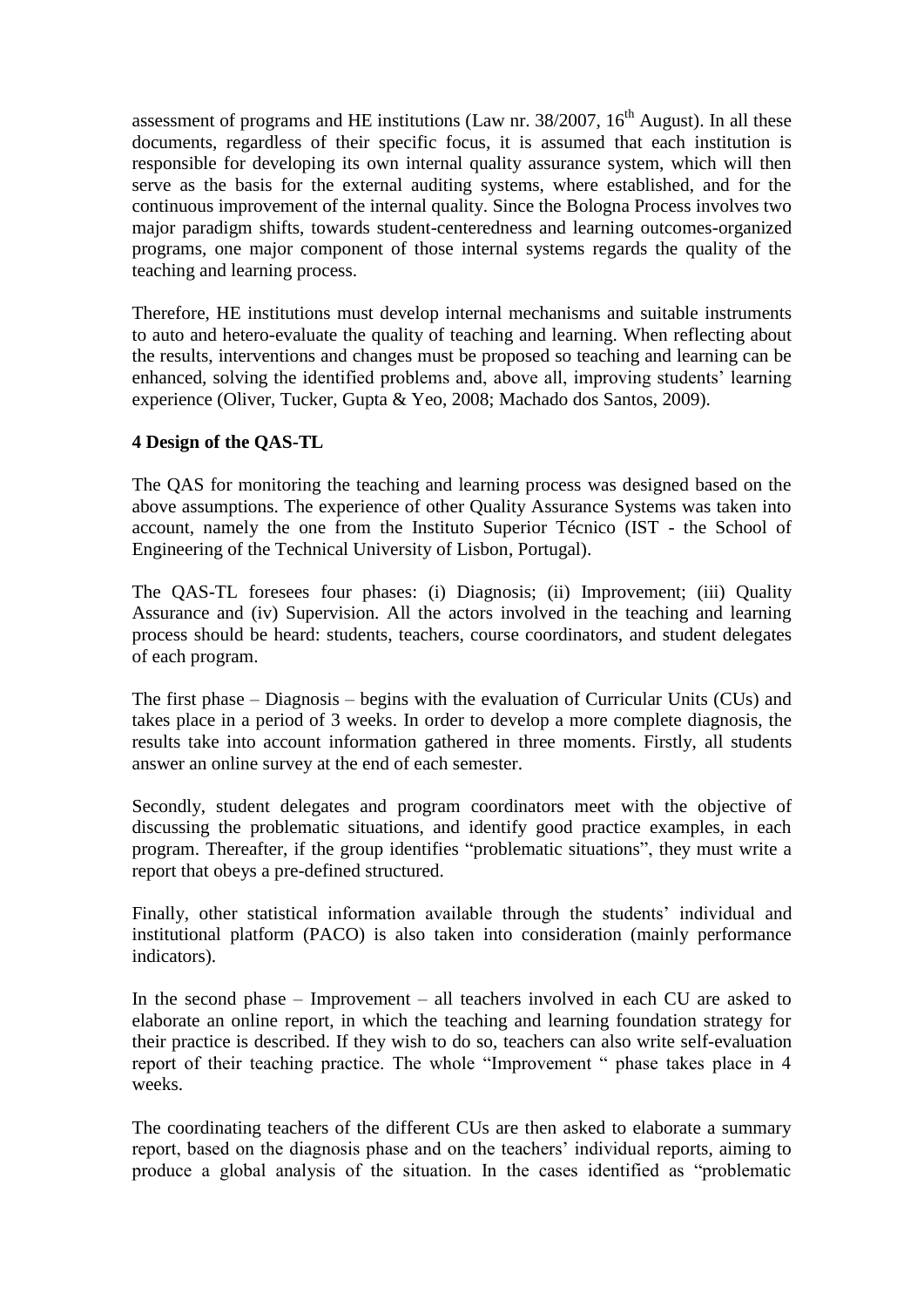assessment of programs and HE institutions (Law nr. 38/2007, 16th August). In all these documents, regardless of their specific focus, it is assumed that each institution is responsible for developing its own internal quality assurance system, which will then serve as the basis for the external auditing systems, where established, and for the continuous improvement of the internal quality. Since the Bologna Process involves two major paradigm shifts, towards student-centeredness and learning outcomes-organized programs, one major component of those internal systems regards the quality of the teaching and learning process.

Therefore, HE institutions must develop internal mechanisms and suitable instruments to auto and hetero-evaluate the quality of teaching and learning. When reflecting about the results, interventions and changes must be proposed so teaching and learning can be enhanced, solving the identified problems and, above all, improving students' learning experience (Oliver, Tucker, Gupta & Yeo, 2008; Machado dos Santos, 2009).

## 4 Design of the QAS-TL

The QAS for monitoring the teaching and learning process was designed based on the above assumptions. The experience of other Quality Assurance Systems was taken into account, namely the one from the Instituto Superior Técnico (IST - the School of Engineering of the Technical University of Lisbon, Portugal).

The QAS-TL foresees four phases: (i) Diagnosis; (ii) Improvement; (iii) Quality Assurance and (iv) Supervision. All the actors involved in the teaching and learning process should be heard: students, teachers, course coordinators, and student delegates of each program.

The first phase – Diagnosis – begins with the evaluation of Curricular Units (CUs) and takes place in a period of 3 weeks. In order to develop a more complete diagnosis, the results take into account information gathered in three moments. Firstly, all students answer an online survey at the end of each semester.

Secondly, student delegates and program coordinators meet with the objective of discussing the problematic situations, and identify good practice examples, in each program. Thereafter, if the group identifies "problematic situations", they must write a report that obeys a pre-defined structured.

Finally, other statistical information available through the students' individual and institutional platform (PACO) is also taken into consideration (mainly performance indicators).

In the second phase – Improvement – all teachers involved in each CU are asked to elaborate an online report, in which the teaching and learning foundation strategy for their practice is described. If they wish to do so, teachers can also write self-evaluation report of their teaching practice. The whole "Improvement " phase takes place in 4 weeks.

The coordinating teachers of the different CUs are then asked to elaborate a summary report, based on the diagnosis phase and on the teachers' individual reports, aiming to produce a global analysis of the situation. In the cases identified as "problematic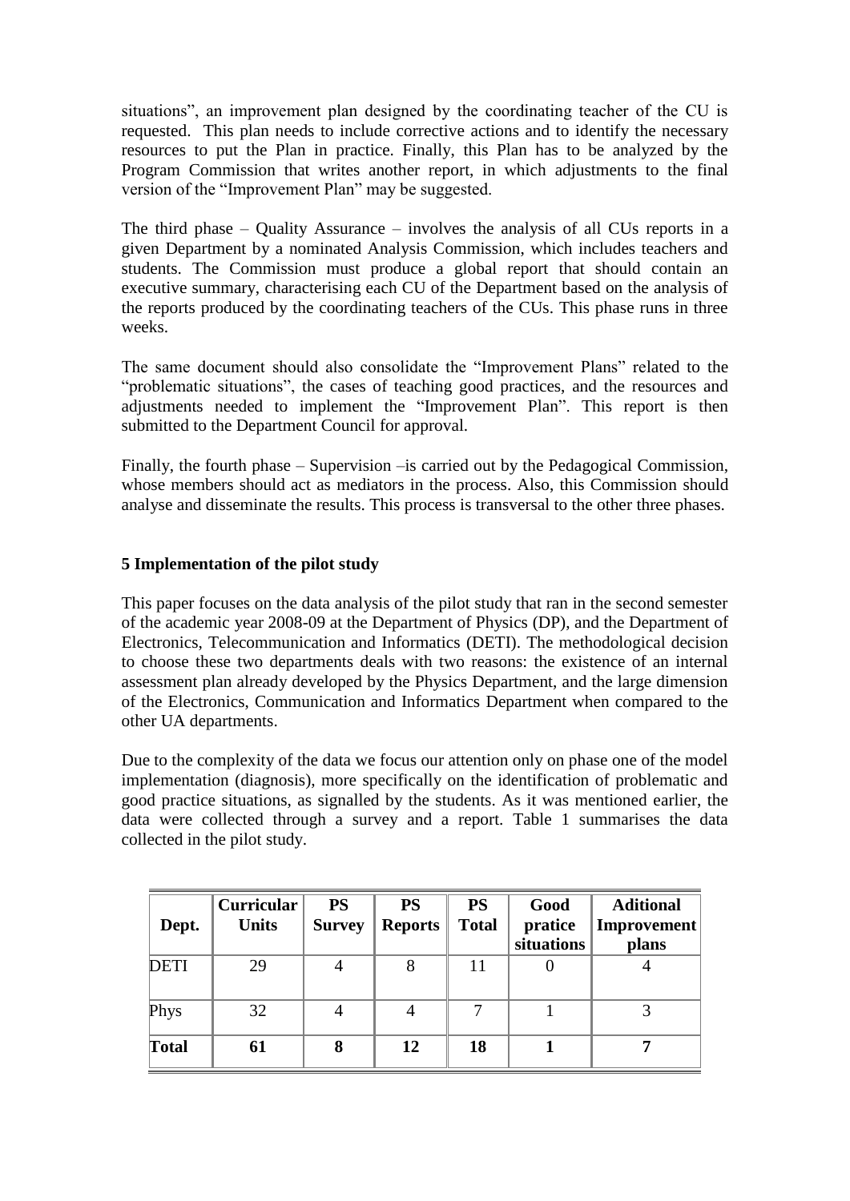situations", an improvement plan designed by the coordinating teacher of the CU is requested. This plan needs to include corrective actions and to identify the necessary resources to put the Plan in practice. Finally, this Plan has to be analyzed by the Program Commission that writes another report, in which adjustments to the final version of the "Improvement Plan" may be suggested.

The third phase – Quality Assurance – involves the analysis of all CUs reports in a given Department by a nominated Analysis Commission, which includes teachers and students. The Commission must produce a global report that should contain an executive summary, characterising each CU of the Department based on the analysis of the reports produced by the coordinating teachers of the CUs. This phase runs in three weeks.

The same document should also consolidate the "Improvement Plans" related to the "problematic situations", the cases of teaching good practices, and the resources and adjustments needed to implement the "Improvement Plan". This report is then submitted to the Department Council for approval.

Finally, the fourth phase – Supervision –is carried out by the Pedagogical Commission, whose members should act as mediators in the process. Also, this Commission should analyse and disseminate the results. This process is transversal to the other three phases.

## 5 Implementation of the pilot study

This paper focuses on the data analysis of the pilot study that ran in the second semester of the academic year 2008-09 at the Department of Physics (DP), and the Department of Electronics, Telecommunication and Informatics (DETI). The methodological decision to choose these two departments deals with two reasons: the existence of an internal assessment plan already developed by the Physics Department, and the large dimension of the Electronics, Communication and Informatics Department when compared to the other UA departments.

Due to the complexity of the data we focus our attention only on phase one of the model implementation (diagnosis), more specifically on the identification of problematic and good practice situations, as signalled by the students. As it was mentioned earlier, the data were collected through a survey and a report. Table 1 summarises the data collected in the pilot study.

| Dept. | Curricular Units | PS Survey | PS Reports | PS Total | Good pratice situations | Aditional Improvement plans |
|---|---|---|---|---|---|---|
| DETI | 29 | 4 | 8 | 11 | 0 | 4 |
| Phys | 32 | 4 | 4 | 7 | 1 | 3 |
| **Total** | **61** | **8** | **12** | **18** | **1** | **7** |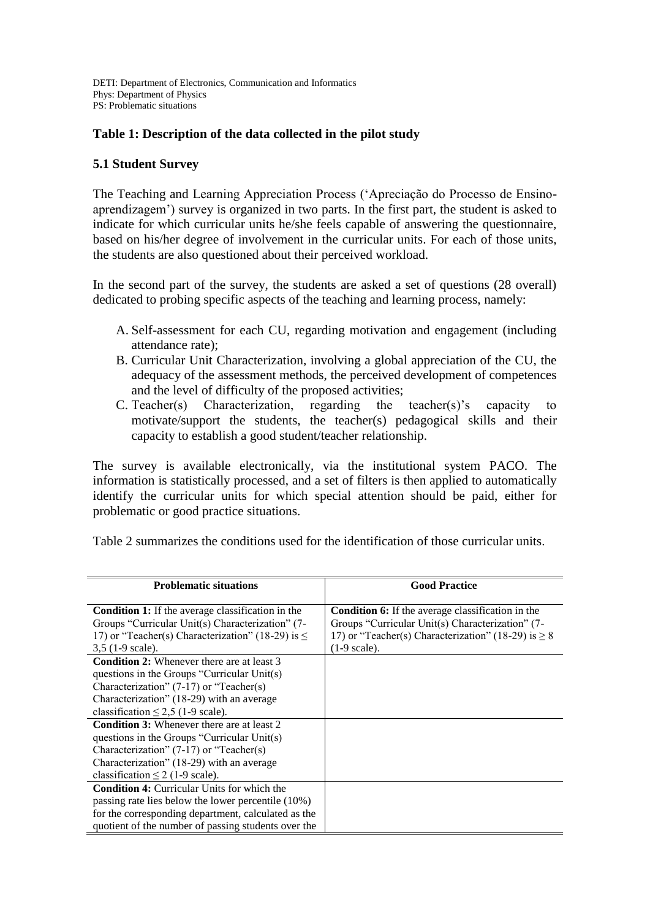DETI: Department of Electronics, Communication and Informatics
Phys: Department of Physics
PS: Problematic situations

**Table 1: Description of the data collected in the pilot study**

### 5.1 Student Survey

The Teaching and Learning Appreciation Process ('Apreciação do Processo de Ensino-aprendizagem') survey is organized in two parts. In the first part, the student is asked to indicate for which curricular units he/she feels capable of answering the questionnaire, based on his/her degree of involvement in the curricular units. For each of those units, the students are also questioned about their perceived workload.

In the second part of the survey, the students are asked a set of questions (28 overall) dedicated to probing specific aspects of the teaching and learning process, namely:

A. Self-assessment for each CU, regarding motivation and engagement (including attendance rate);
B. Curricular Unit Characterization, involving a global appreciation of the CU, the adequacy of the assessment methods, the perceived development of competences and the level of difficulty of the proposed activities;
C. Teacher(s) Characterization, regarding the teacher(s)'s capacity to motivate/support the students, the teacher(s) pedagogical skills and their capacity to establish a good student/teacher relationship.

The survey is available electronically, via the institutional system PACO. The information is statistically processed, and a set of filters is then applied to automatically identify the curricular units for which special attention should be paid, either for problematic or good practice situations.

Table 2 summarizes the conditions used for the identification of those curricular units.

| Problematic situations | Good Practice |
|---|---|
| **Condition 1:** If the average classification in the Groups "Curricular Unit(s) Characterization" (7-17) or "Teacher(s) Characterization" (18-29) is ≤ 3,5 (1-9 scale). | **Condition 6:** If the average classification in the Groups "Curricular Unit(s) Characterization" (7-17) or "Teacher(s) Characterization" (18-29) is ≥ 8 (1-9 scale). |
| **Condition 2:** Whenever there are at least 3 questions in the Groups "Curricular Unit(s) Characterization" (7-17) or "Teacher(s) Characterization" (18-29) with an average classification ≤ 2,5 (1-9 scale). | |
| **Condition 3:** Whenever there are at least 2 questions in the Groups "Curricular Unit(s) Characterization" (7-17) or "Teacher(s) Characterization" (18-29) with an average classification ≤ 2 (1-9 scale). | |
| **Condition 4:** Curricular Units for which the passing rate lies below the lower percentile (10%) for the corresponding department, calculated as the quotient of the number of passing students over the | |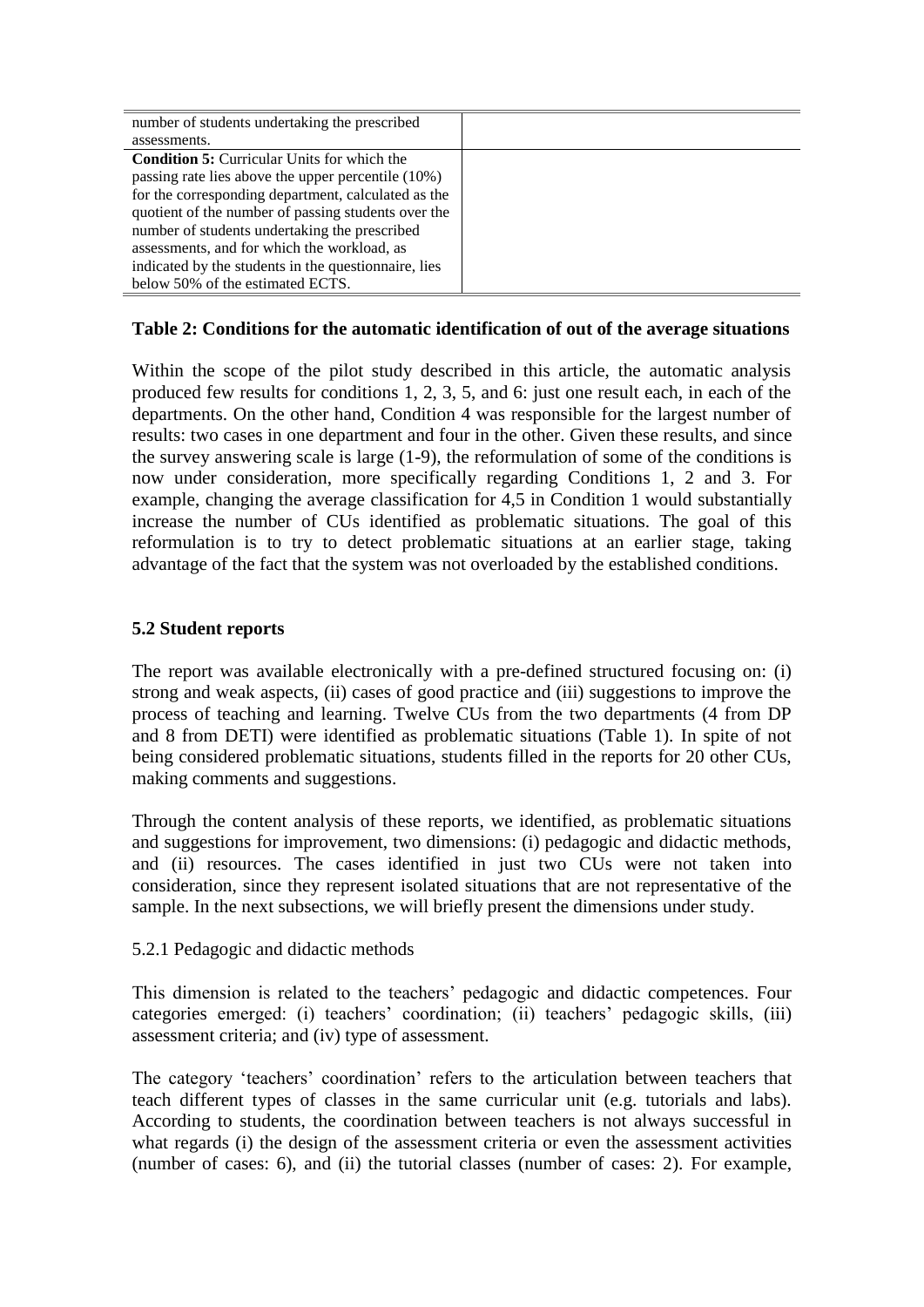| | |
|---|---|
| number of students undertaking the prescribed assessments. | |
| **Condition 5:** Curricular Units for which the passing rate lies above the upper percentile (10%) for the corresponding department, calculated as the quotient of the number of passing students over the number of students undertaking the prescribed assessments, and for which the workload, as indicated by the students in the questionnaire, lies below 50% of the estimated ECTS. | |

**Table 2: Conditions for the automatic identification of out of the average situations**

Within the scope of the pilot study described in this article, the automatic analysis produced few results for conditions 1, 2, 3, 5, and 6: just one result each, in each of the departments. On the other hand, Condition 4 was responsible for the largest number of results: two cases in one department and four in the other. Given these results, and since the survey answering scale is large (1-9), the reformulation of some of the conditions is now under consideration, more specifically regarding Conditions 1, 2 and 3. For example, changing the average classification for 4,5 in Condition 1 would substantially increase the number of CUs identified as problematic situations. The goal of this reformulation is to try to detect problematic situations at an earlier stage, taking advantage of the fact that the system was not overloaded by the established conditions.

### 5.2 Student reports

The report was available electronically with a pre-defined structured focusing on: (i) strong and weak aspects, (ii) cases of good practice and (iii) suggestions to improve the process of teaching and learning. Twelve CUs from the two departments (4 from DP and 8 from DETI) were identified as problematic situations (Table 1). In spite of not being considered problematic situations, students filled in the reports for 20 other CUs, making comments and suggestions.

Through the content analysis of these reports, we identified, as problematic situations and suggestions for improvement, two dimensions: (i) pedagogic and didactic methods, and (ii) resources. The cases identified in just two CUs were not taken into consideration, since they represent isolated situations that are not representative of the sample. In the next subsections, we will briefly present the dimensions under study.

#### 5.2.1 Pedagogic and didactic methods

This dimension is related to the teachers' pedagogic and didactic competences. Four categories emerged: (i) teachers' coordination; (ii) teachers' pedagogic skills, (iii) assessment criteria; and (iv) type of assessment.

The category 'teachers' coordination' refers to the articulation between teachers that teach different types of classes in the same curricular unit (e.g. tutorials and labs). According to students, the coordination between teachers is not always successful in what regards (i) the design of the assessment criteria or even the assessment activities (number of cases: 6), and (ii) the tutorial classes (number of cases: 2). For example,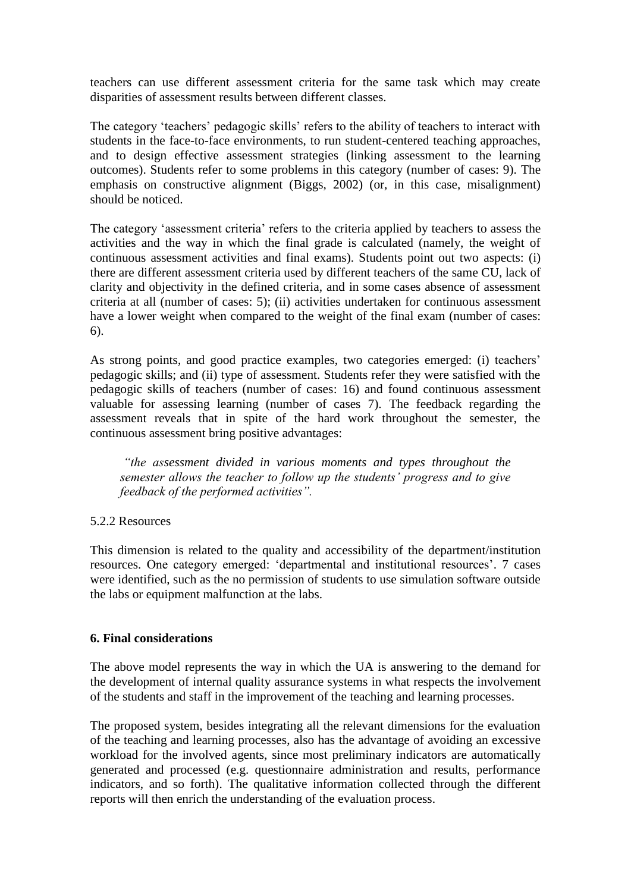teachers can use different assessment criteria for the same task which may create disparities of assessment results between different classes.

The category 'teachers' pedagogic skills' refers to the ability of teachers to interact with students in the face-to-face environments, to run student-centered teaching approaches, and to design effective assessment strategies (linking assessment to the learning outcomes). Students refer to some problems in this category (number of cases: 9). The emphasis on constructive alignment (Biggs, 2002) (or, in this case, misalignment) should be noticed.

The category 'assessment criteria' refers to the criteria applied by teachers to assess the activities and the way in which the final grade is calculated (namely, the weight of continuous assessment activities and final exams). Students point out two aspects: (i) there are different assessment criteria used by different teachers of the same CU, lack of clarity and objectivity in the defined criteria, and in some cases absence of assessment criteria at all (number of cases: 5); (ii) activities undertaken for continuous assessment have a lower weight when compared to the weight of the final exam (number of cases: 6).

As strong points, and good practice examples, two categories emerged: (i) teachers' pedagogic skills; and (ii) type of assessment. Students refer they were satisfied with the pedagogic skills of teachers (number of cases: 16) and found continuous assessment valuable for assessing learning (number of cases 7). The feedback regarding the assessment reveals that in spite of the hard work throughout the semester, the continuous assessment bring positive advantages:

> *"the assessment divided in various moments and types throughout the semester allows the teacher to follow up the students' progress and to give feedback of the performed activities".*

5.2.2 Resources

This dimension is related to the quality and accessibility of the department/institution resources. One category emerged: 'departmental and institutional resources'. 7 cases were identified, such as the no permission of students to use simulation software outside the labs or equipment malfunction at the labs.

## 6. Final considerations

The above model represents the way in which the UA is answering to the demand for the development of internal quality assurance systems in what respects the involvement of the students and staff in the improvement of the teaching and learning processes.

The proposed system, besides integrating all the relevant dimensions for the evaluation of the teaching and learning processes, also has the advantage of avoiding an excessive workload for the involved agents, since most preliminary indicators are automatically generated and processed (e.g. questionnaire administration and results, performance indicators, and so forth). The qualitative information collected through the different reports will then enrich the understanding of the evaluation process.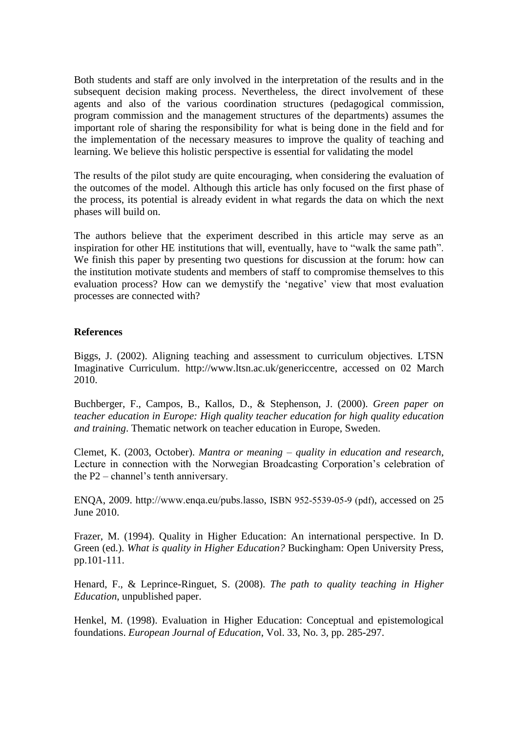Both students and staff are only involved in the interpretation of the results and in the subsequent decision making process. Nevertheless, the direct involvement of these agents and also of the various coordination structures (pedagogical commission, program commission and the management structures of the departments) assumes the important role of sharing the responsibility for what is being done in the field and for the implementation of the necessary measures to improve the quality of teaching and learning. We believe this holistic perspective is essential for validating the model

The results of the pilot study are quite encouraging, when considering the evaluation of the outcomes of the model. Although this article has only focused on the first phase of the process, its potential is already evident in what regards the data on which the next phases will build on.

The authors believe that the experiment described in this article may serve as an inspiration for other HE institutions that will, eventually, have to "walk the same path". We finish this paper by presenting two questions for discussion at the forum: how can the institution motivate students and members of staff to compromise themselves to this evaluation process? How can we demystify the 'negative' view that most evaluation processes are connected with?

**References**

Biggs, J. (2002). Aligning teaching and assessment to curriculum objectives. LTSN Imaginative Curriculum. http://www.ltsn.ac.uk/genericcentre, accessed on 02 March 2010.

Buchberger, F., Campos, B., Kallos, D., & Stephenson, J. (2000). *Green paper on teacher education in Europe: High quality teacher education for high quality education and training*. Thematic network on teacher education in Europe, Sweden.

Clemet, K. (2003, October). *Mantra or meaning – quality in education and research*, Lecture in connection with the Norwegian Broadcasting Corporation's celebration of the P2 – channel's tenth anniversary.

ENQA, 2009. http://www.enqa.eu/pubs.lasso, ISBN 952-5539-05-9 (pdf), accessed on 25 June 2010.

Frazer, M. (1994). Quality in Higher Education: An international perspective. In D. Green (ed.). *What is quality in Higher Education?* Buckingham: Open University Press, pp.101-111.

Henard, F., & Leprince-Ringuet, S. (2008). *The path to quality teaching in Higher Education*, unpublished paper.

Henkel, M. (1998). Evaluation in Higher Education: Conceptual and epistemological foundations. *European Journal of Education*, Vol. 33, No. 3, pp. 285-297.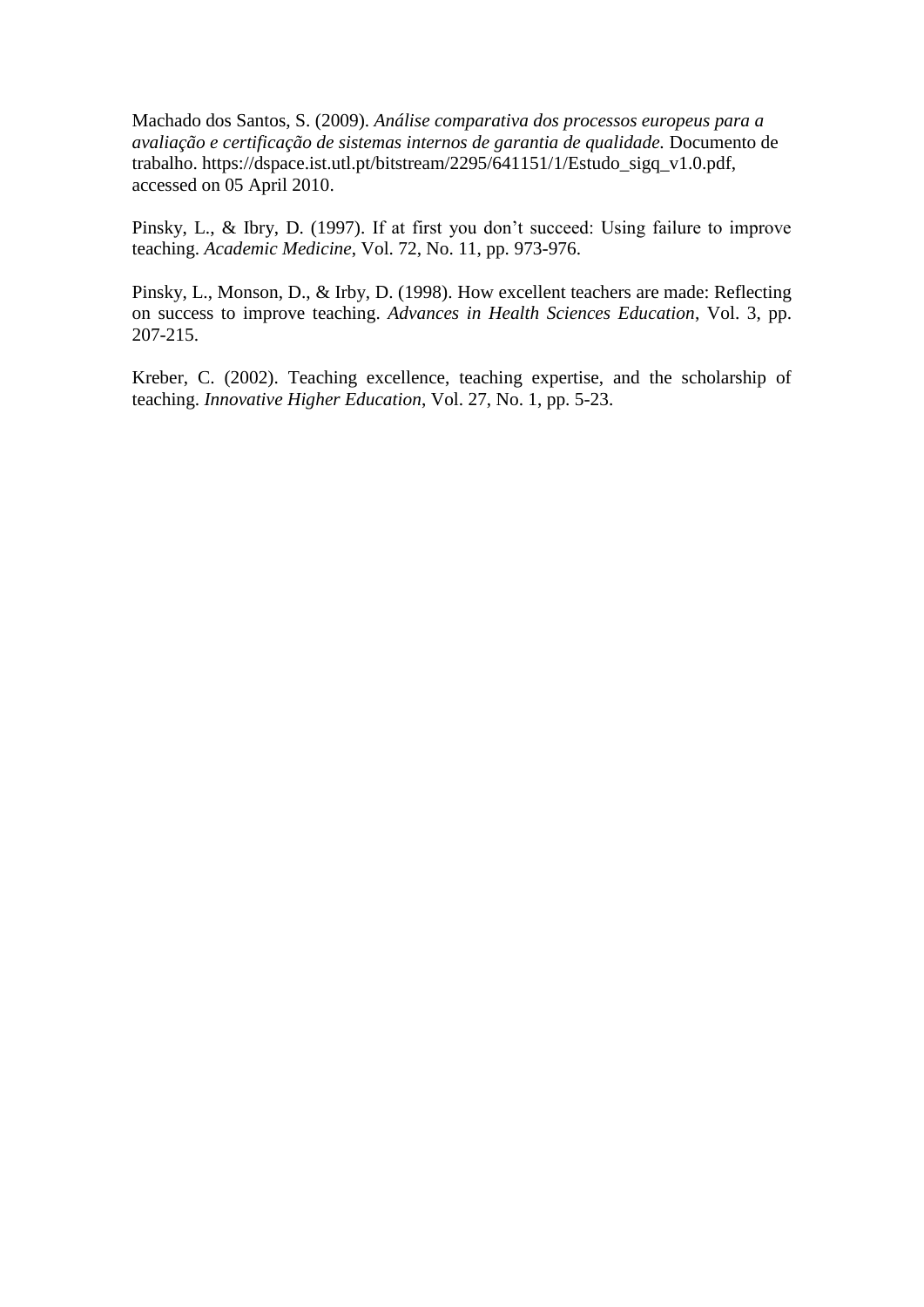Machado dos Santos, S. (2009). *Análise comparativa dos processos europeus para a avaliação e certificação de sistemas internos de garantia de qualidade.* Documento de trabalho. https://dspace.ist.utl.pt/bitstream/2295/641151/1/Estudo_sigq_v1.0.pdf, accessed on 05 April 2010.

Pinsky, L., & Ibry, D. (1997). If at first you don't succeed: Using failure to improve teaching. *Academic Medicine*, Vol. 72, No. 11, pp. 973-976.

Pinsky, L., Monson, D., & Irby, D. (1998). How excellent teachers are made: Reflecting on success to improve teaching. *Advances in Health Sciences Education*, Vol. 3, pp. 207-215.

Kreber, C. (2002). Teaching excellence, teaching expertise, and the scholarship of teaching. *Innovative Higher Education*, Vol. 27, No. 1, pp. 5-23.